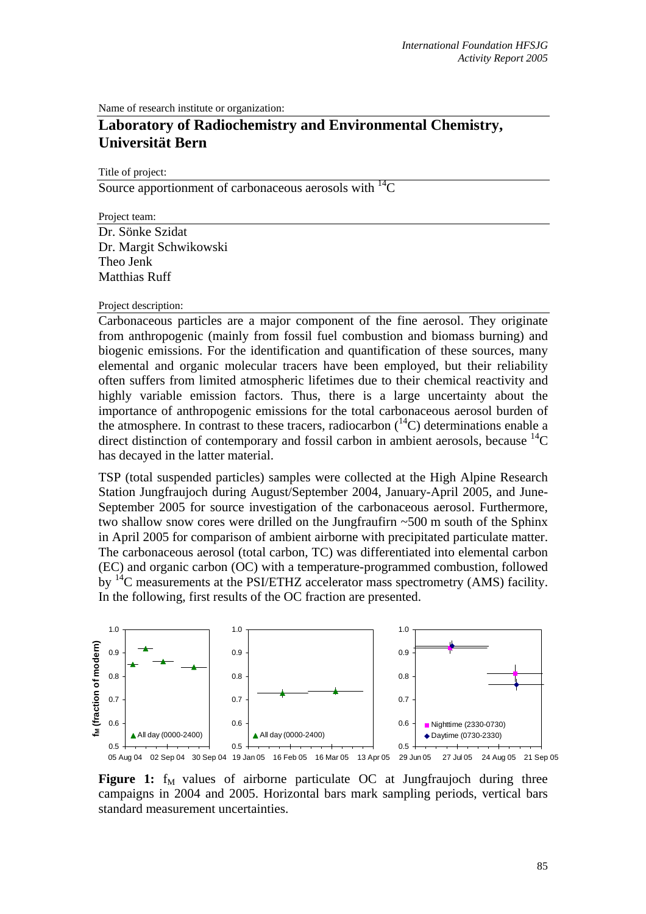Name of research institute or organization:

# Laboratory of Radiochemistry and Environmental Chemistry, Universität Bern

Title of project:

Source apportionment of carbonaceous aerosols with $^{14}C$

Project team:

Dr. Sönke Szidat
Dr. Margit Schwikowski
Theo Jenk
Matthias Ruff

Project description:

Carbonaceous particles are a major component of the fine aerosol. They originate from anthropogenic (mainly from fossil fuel combustion and biomass burning) and biogenic emissions. For the identification and quantification of these sources, many elemental and organic molecular tracers have been employed, but their reliability often suffers from limited atmospheric lifetimes due to their chemical reactivity and highly variable emission factors. Thus, there is a large uncertainty about the importance of anthropogenic emissions for the total carbonaceous aerosol burden of the atmosphere. In contrast to these tracers, radiocarbon ($^{14}C$) determinations enable a direct distinction of contemporary and fossil carbon in ambient aerosols, because $^{14}C$ has decayed in the latter material.

TSP (total suspended particles) samples were collected at the High Alpine Research Station Jungfraujoch during August/September 2004, January-April 2005, and June-September 2005 for source investigation of the carbonaceous aerosol. Furthermore, two shallow snow cores were drilled on the Jungfraufirn ~500 m south of the Sphinx in April 2005 for comparison of ambient airborne with precipitated particulate matter. The carbonaceous aerosol (total carbon, TC) was differentiated into elemental carbon (EC) and organic carbon (OC) with a temperature-programmed combustion, followed by $^{14}C$ measurements at the PSI/ETHZ accelerator mass spectrometry (AMS) facility. In the following, first results of the OC fraction are presented.

**Figure 1:** $f_M$ values of airborne particulate OC at Jungfraujoch during three campaigns in 2004 and 2005. Horizontal bars mark sampling periods, vertical bars standard measurement uncertainties.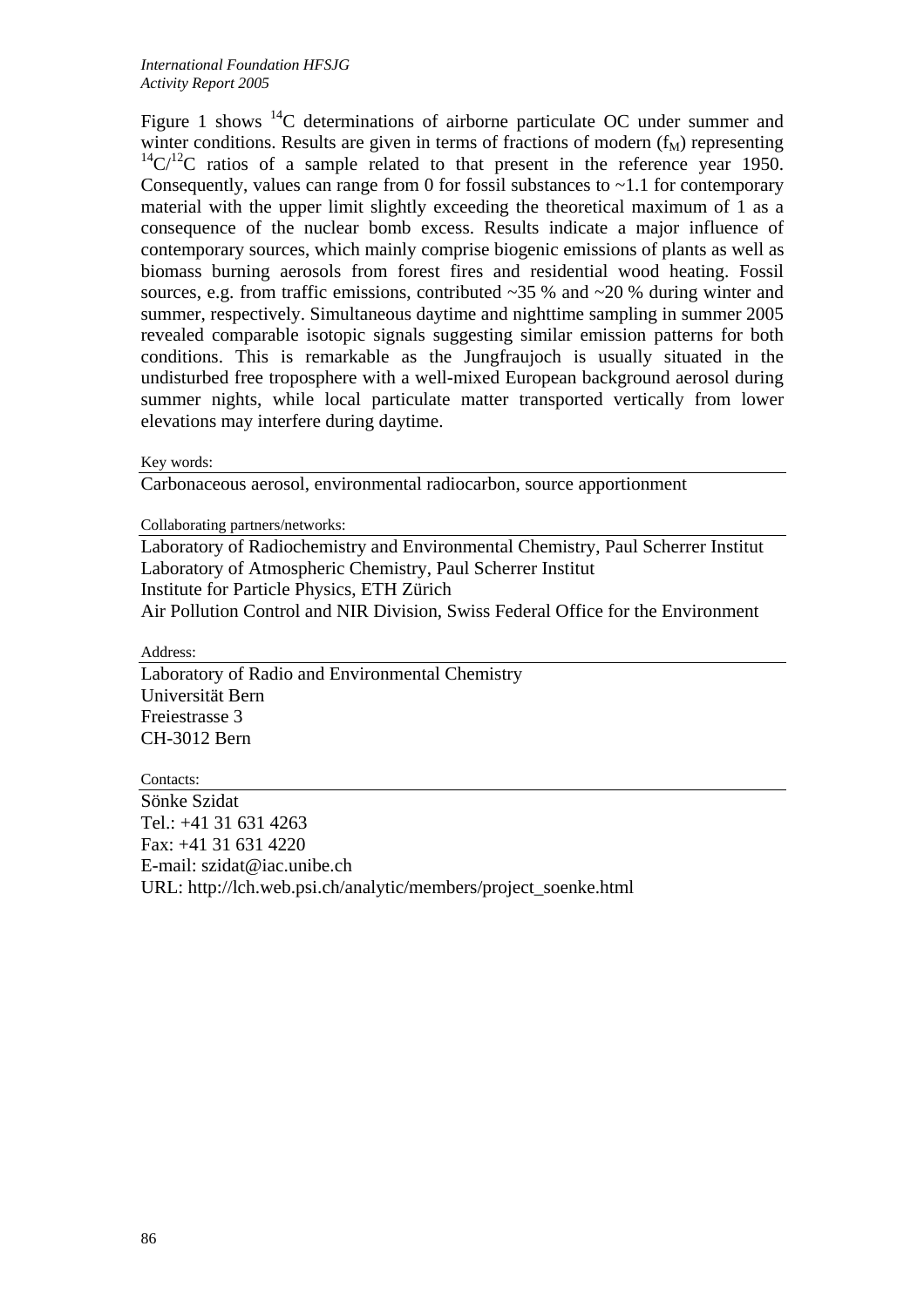Figure 1 shows $^{14}C$ determinations of airborne particulate OC under summer and winter conditions. Results are given in terms of fractions of modern ($f_M$) representing $^{14}C/^{12}C$ ratios of a sample related to that present in the reference year 1950. Consequently, values can range from 0 for fossil substances to ~1.1 for contemporary material with the upper limit slightly exceeding the theoretical maximum of 1 as a consequence of the nuclear bomb excess. Results indicate a major influence of contemporary sources, which mainly comprise biogenic emissions of plants as well as biomass burning aerosols from forest fires and residential wood heating. Fossil sources, e.g. from traffic emissions, contributed ~35 % and ~20 % during winter and summer, respectively. Simultaneous daytime and nighttime sampling in summer 2005 revealed comparable isotopic signals suggesting similar emission patterns for both conditions. This is remarkable as the Jungfraujoch is usually situated in the undisturbed free troposphere with a well-mixed European background aerosol during summer nights, while local particulate matter transported vertically from lower elevations may interfere during daytime.

Key words:

Carbonaceous aerosol, environmental radiocarbon, source apportionment

Collaborating partners/networks:

Laboratory of Radiochemistry and Environmental Chemistry, Paul Scherrer Institut
Laboratory of Atmospheric Chemistry, Paul Scherrer Institut
Institute for Particle Physics, ETH Zürich
Air Pollution Control and NIR Division, Swiss Federal Office for the Environment

Address:

Laboratory of Radio and Environmental Chemistry
Universität Bern
Freiestrasse 3
CH-3012 Bern

Contacts:

Sönke Szidat
Tel.: +41 31 631 4263
Fax: +41 31 631 4220
E-mail: szidat@iac.unibe.ch
URL: http://lch.web.psi.ch/analytic/members/project_soenke.html